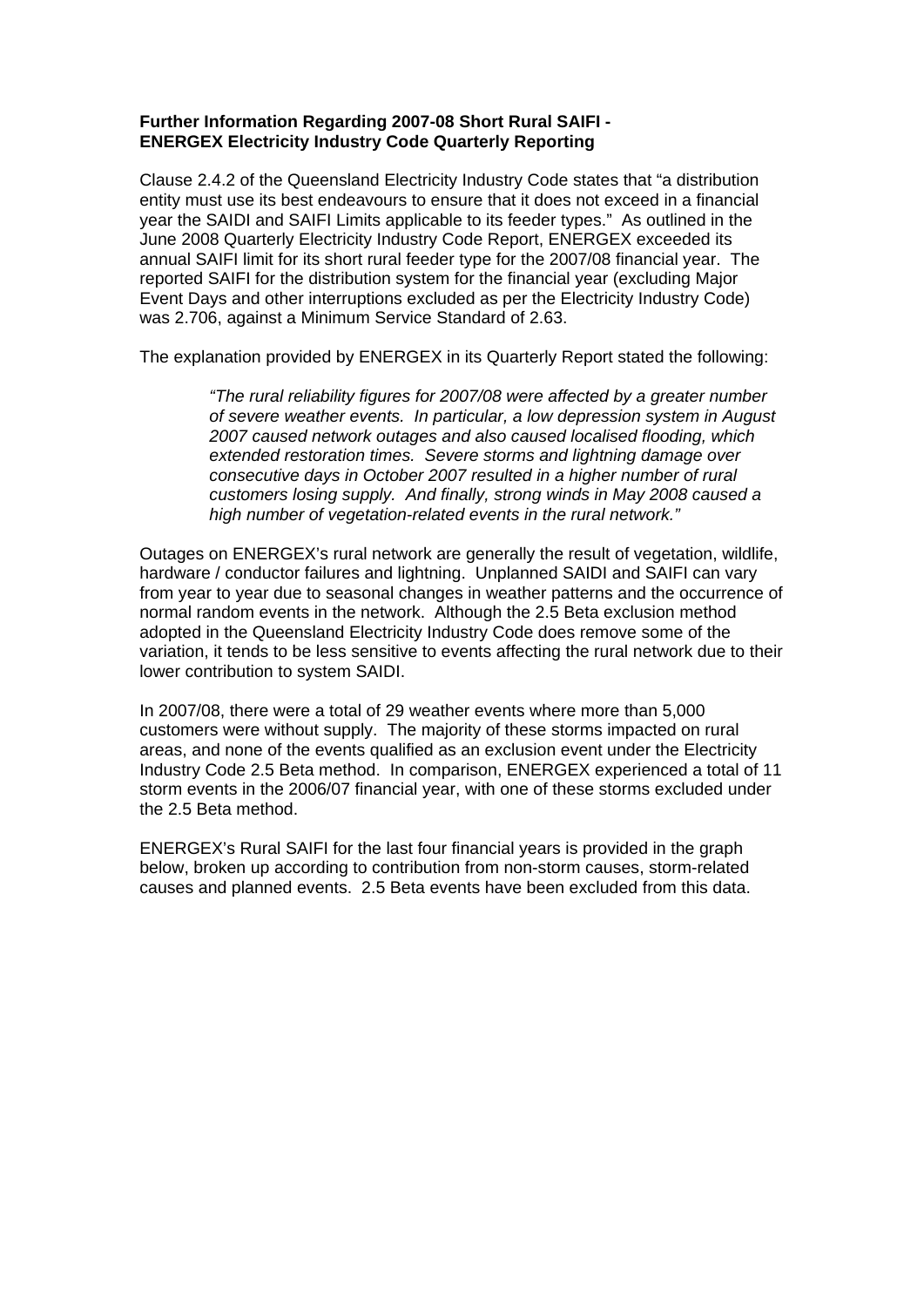**Further Information Regarding 2007-08 Short Rural SAIFI -**
**ENERGEX Electricity Industry Code Quarterly Reporting**

Clause 2.4.2 of the Queensland Electricity Industry Code states that "a distribution entity must use its best endeavours to ensure that it does not exceed in a financial year the SAIDI and SAIFI Limits applicable to its feeder types." As outlined in the June 2008 Quarterly Electricity Industry Code Report, ENERGEX exceeded its annual SAIFI limit for its short rural feeder type for the 2007/08 financial year. The reported SAIFI for the distribution system for the financial year (excluding Major Event Days and other interruptions excluded as per the Electricity Industry Code) was 2.706, against a Minimum Service Standard of 2.63.

The explanation provided by ENERGEX in its Quarterly Report stated the following:

> *"The rural reliability figures for 2007/08 were affected by a greater number of severe weather events. In particular, a low depression system in August 2007 caused network outages and also caused localised flooding, which extended restoration times. Severe storms and lightning damage over consecutive days in October 2007 resulted in a higher number of rural customers losing supply. And finally, strong winds in May 2008 caused a high number of vegetation-related events in the rural network."*

Outages on ENERGEX's rural network are generally the result of vegetation, wildlife, hardware / conductor failures and lightning. Unplanned SAIDI and SAIFI can vary from year to year due to seasonal changes in weather patterns and the occurrence of normal random events in the network. Although the 2.5 Beta exclusion method adopted in the Queensland Electricity Industry Code does remove some of the variation, it tends to be less sensitive to events affecting the rural network due to their lower contribution to system SAIDI.

In 2007/08, there were a total of 29 weather events where more than 5,000 customers were without supply. The majority of these storms impacted on rural areas, and none of the events qualified as an exclusion event under the Electricity Industry Code 2.5 Beta method. In comparison, ENERGEX experienced a total of 11 storm events in the 2006/07 financial year, with one of these storms excluded under the 2.5 Beta method.

ENERGEX's Rural SAIFI for the last four financial years is provided in the graph below, broken up according to contribution from non-storm causes, storm-related causes and planned events. 2.5 Beta events have been excluded from this data.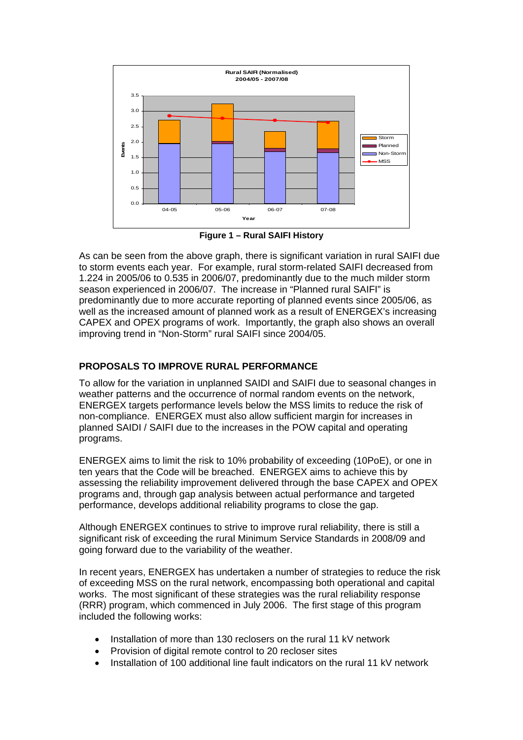**Figure 1 – Rural SAIFI History**

As can be seen from the above graph, there is significant variation in rural SAIFI due to storm events each year. For example, rural storm-related SAIFI decreased from 1.224 in 2005/06 to 0.535 in 2006/07, predominantly due to the much milder storm season experienced in 2006/07. The increase in "Planned rural SAIFI" is predominantly due to more accurate reporting of planned events since 2005/06, as well as the increased amount of planned work as a result of ENERGEX's increasing CAPEX and OPEX programs of work. Importantly, the graph also shows an overall improving trend in "Non-Storm" rural SAIFI since 2004/05.

## PROPOSALS TO IMPROVE RURAL PERFORMANCE

To allow for the variation in unplanned SAIDI and SAIFI due to seasonal changes in weather patterns and the occurrence of normal random events on the network, ENERGEX targets performance levels below the MSS limits to reduce the risk of non-compliance. ENERGEX must also allow sufficient margin for increases in planned SAIDI / SAIFI due to the increases in the POW capital and operating programs.

ENERGEX aims to limit the risk to 10% probability of exceeding (10PoE), or one in ten years that the Code will be breached. ENERGEX aims to achieve this by assessing the reliability improvement delivered through the base CAPEX and OPEX programs and, through gap analysis between actual performance and targeted performance, develops additional reliability programs to close the gap.

Although ENERGEX continues to strive to improve rural reliability, there is still a significant risk of exceeding the rural Minimum Service Standards in 2008/09 and going forward due to the variability of the weather.

In recent years, ENERGEX has undertaken a number of strategies to reduce the risk of exceeding MSS on the rural network, encompassing both operational and capital works. The most significant of these strategies was the rural reliability response (RRR) program, which commenced in July 2006. The first stage of this program included the following works:

- Installation of more than 130 reclosers on the rural 11 kV network
- Provision of digital remote control to 20 recloser sites
- Installation of 100 additional line fault indicators on the rural 11 kV network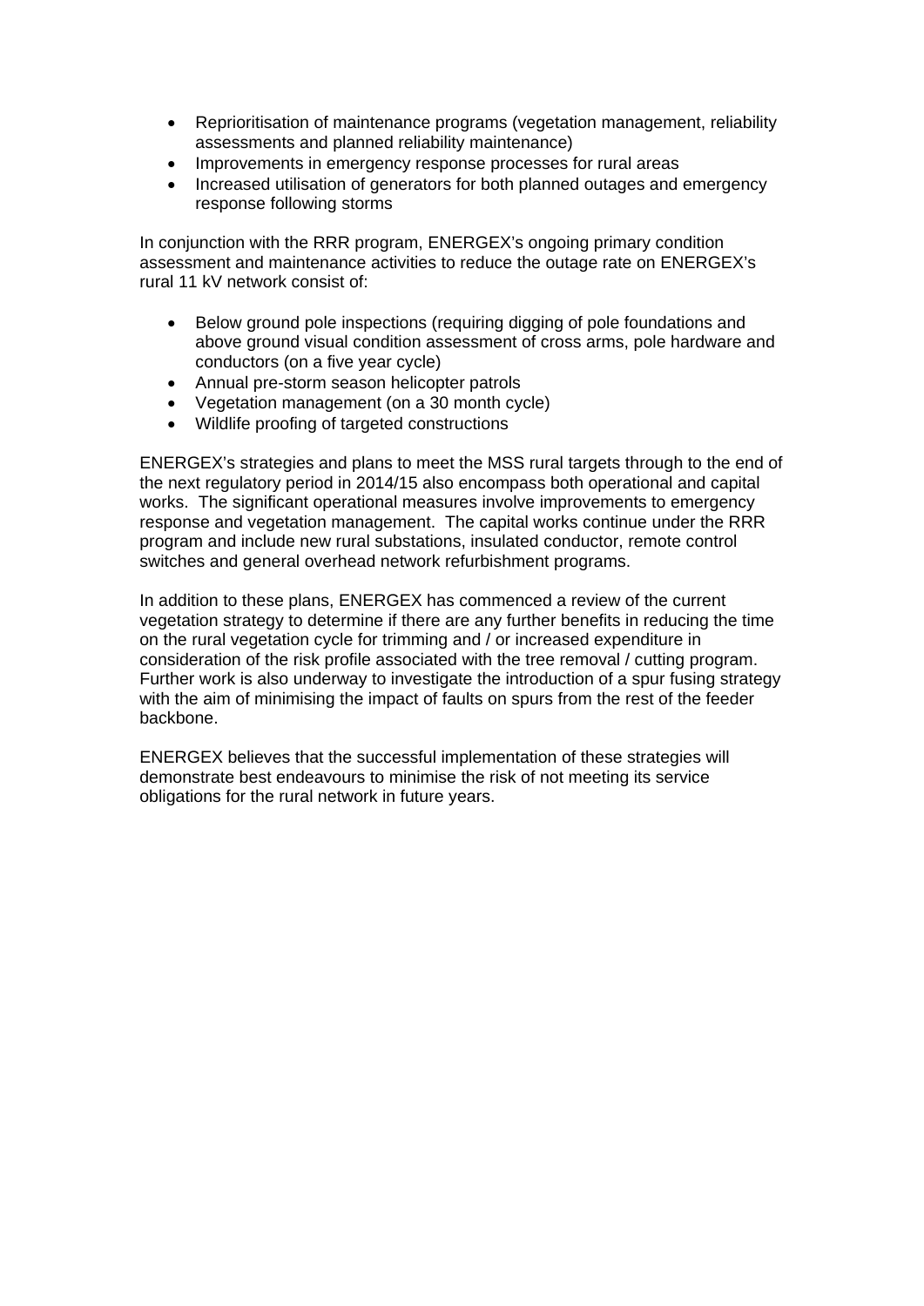- Reprioritisation of maintenance programs (vegetation management, reliability assessments and planned reliability maintenance)
- Improvements in emergency response processes for rural areas
- Increased utilisation of generators for both planned outages and emergency response following storms

In conjunction with the RRR program, ENERGEX's ongoing primary condition assessment and maintenance activities to reduce the outage rate on ENERGEX's rural 11 kV network consist of:

- Below ground pole inspections (requiring digging of pole foundations and above ground visual condition assessment of cross arms, pole hardware and conductors (on a five year cycle)
- Annual pre-storm season helicopter patrols
- Vegetation management (on a 30 month cycle)
- Wildlife proofing of targeted constructions

ENERGEX's strategies and plans to meet the MSS rural targets through to the end of the next regulatory period in 2014/15 also encompass both operational and capital works. The significant operational measures involve improvements to emergency response and vegetation management. The capital works continue under the RRR program and include new rural substations, insulated conductor, remote control switches and general overhead network refurbishment programs.

In addition to these plans, ENERGEX has commenced a review of the current vegetation strategy to determine if there are any further benefits in reducing the time on the rural vegetation cycle for trimming and / or increased expenditure in consideration of the risk profile associated with the tree removal / cutting program. Further work is also underway to investigate the introduction of a spur fusing strategy with the aim of minimising the impact of faults on spurs from the rest of the feeder backbone.

ENERGEX believes that the successful implementation of these strategies will demonstrate best endeavours to minimise the risk of not meeting its service obligations for the rural network in future years.